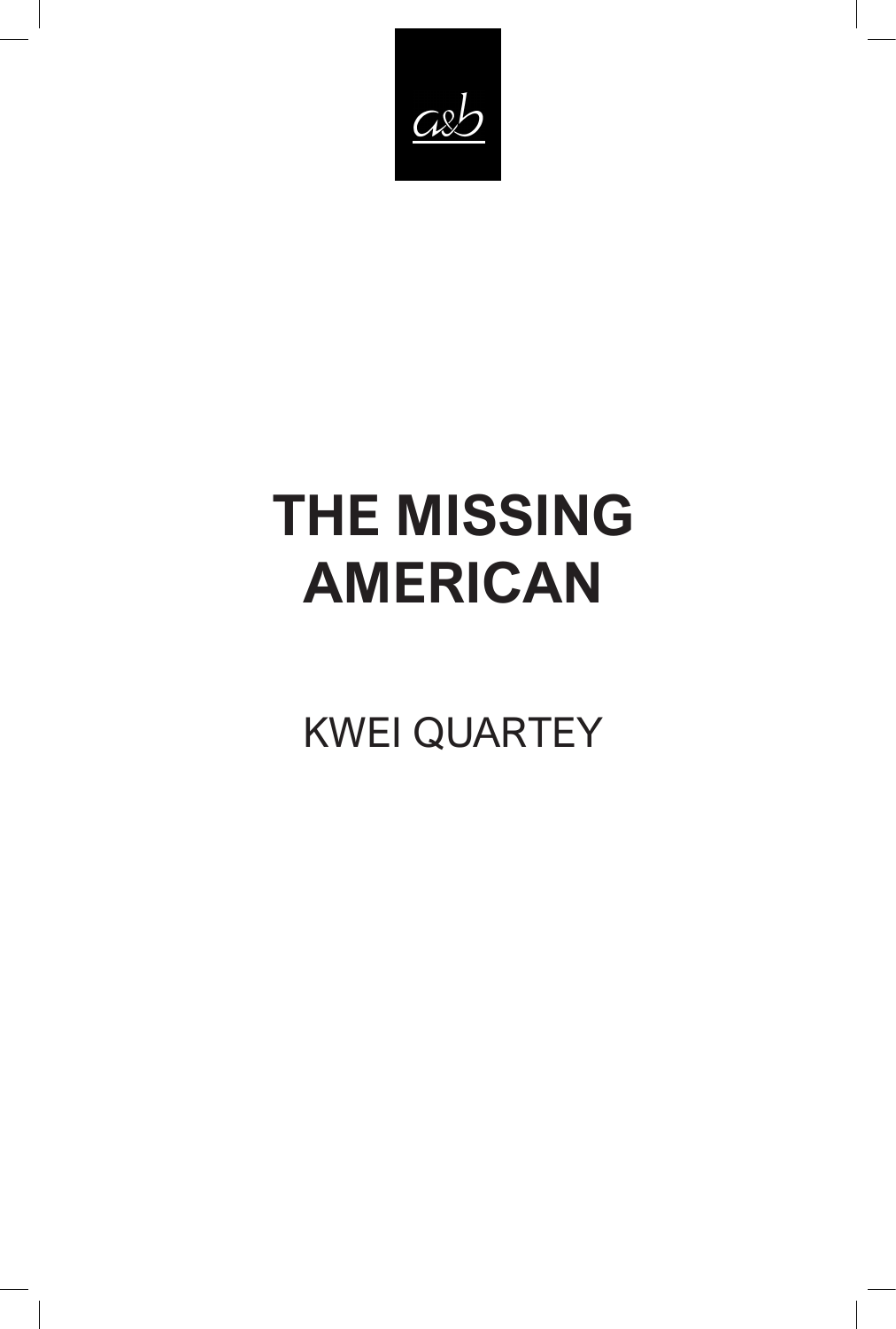a&b

# THE MISSING AMERICAN

KWEI QUARTEY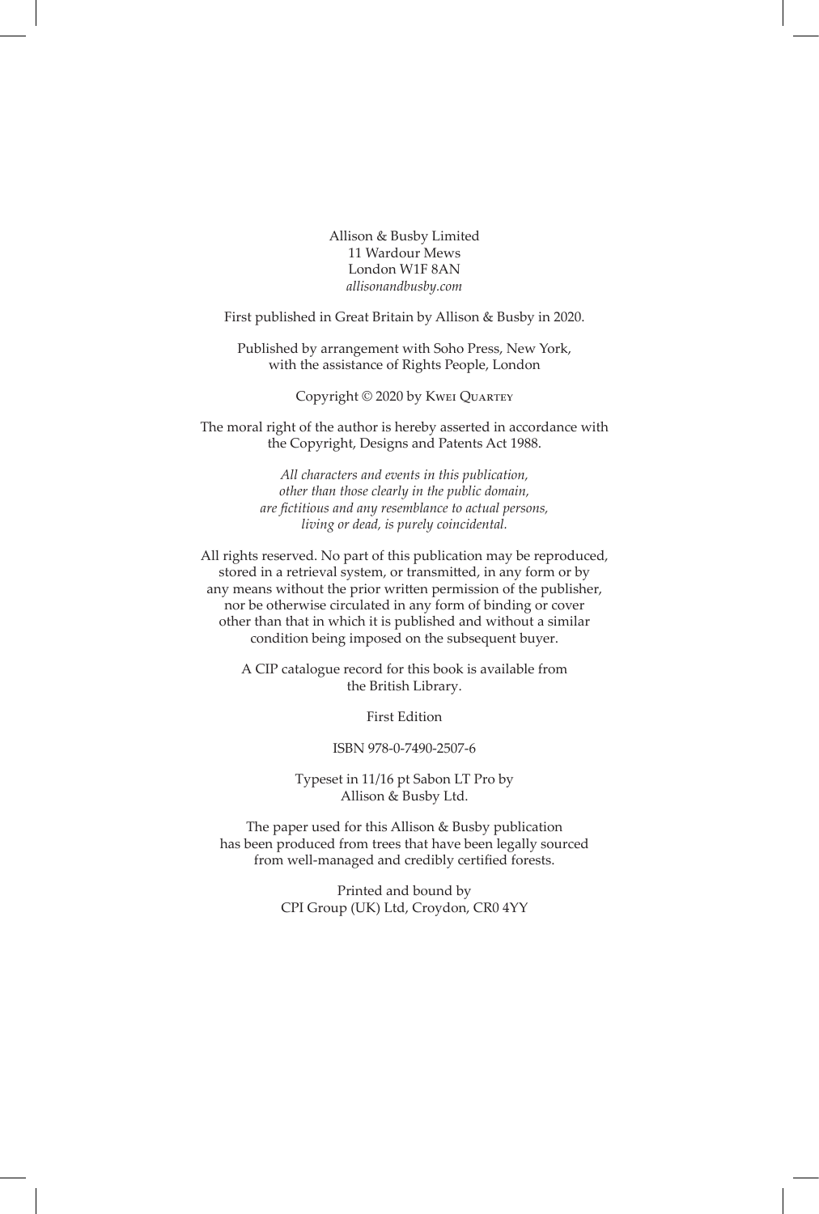Allison & Busby Limited
11 Wardour Mews
London W1F 8AN
*allisonandbusby.com*

First published in Great Britain by Allison & Busby in 2020.

Published by arrangement with Soho Press, New York,
with the assistance of Rights People, London

Copyright © 2020 by Kwei Quartey

The moral right of the author is hereby asserted in accordance with the Copyright, Designs and Patents Act 1988.

*All characters and events in this publication, other than those clearly in the public domain, are fictitious and any resemblance to actual persons, living or dead, is purely coincidental.*

All rights reserved. No part of this publication may be reproduced, stored in a retrieval system, or transmitted, in any form or by any means without the prior written permission of the publisher, nor be otherwise circulated in any form of binding or cover other than that in which it is published and without a similar condition being imposed on the subsequent buyer.

A CIP catalogue record for this book is available from the British Library.

First Edition

ISBN 978-0-7490-2507-6

Typeset in 11/16 pt Sabon LT Pro by
Allison & Busby Ltd.

The paper used for this Allison & Busby publication has been produced from trees that have been legally sourced from well-managed and credibly certified forests.

Printed and bound by
CPI Group (UK) Ltd, Croydon, CR0 4YY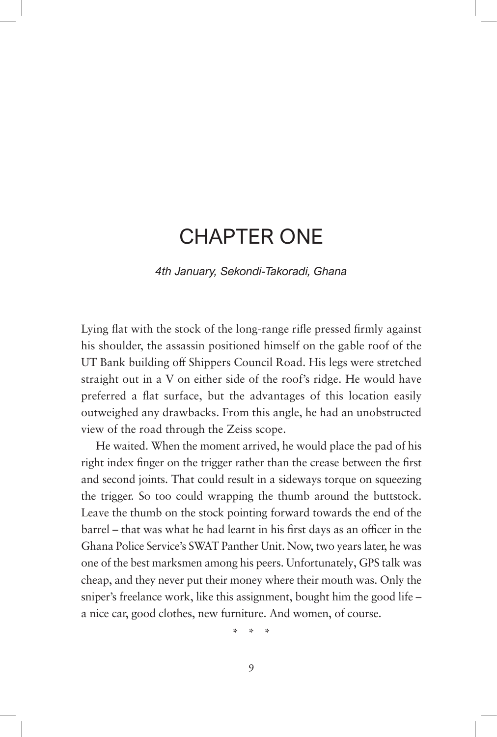# CHAPTER ONE

*4th January, Sekondi-Takoradi, Ghana*

Lying flat with the stock of the long-range rifle pressed firmly against his shoulder, the assassin positioned himself on the gable roof of the UT Bank building off Shippers Council Road. His legs were stretched straight out in a V on either side of the roof's ridge. He would have preferred a flat surface, but the advantages of this location easily outweighed any drawbacks. From this angle, he had an unobstructed view of the road through the Zeiss scope.

He waited. When the moment arrived, he would place the pad of his right index finger on the trigger rather than the crease between the first and second joints. That could result in a sideways torque on squeezing the trigger. So too could wrapping the thumb around the buttstock. Leave the thumb on the stock pointing forward towards the end of the barrel – that was what he had learnt in his first days as an officer in the Ghana Police Service's SWAT Panther Unit. Now, two years later, he was one of the best marksmen among his peers. Unfortunately, GPS talk was cheap, and they never put their money where their mouth was. Only the sniper's freelance work, like this assignment, bought him the good life – a nice car, good clothes, new furniture. And women, of course.

\* \* \*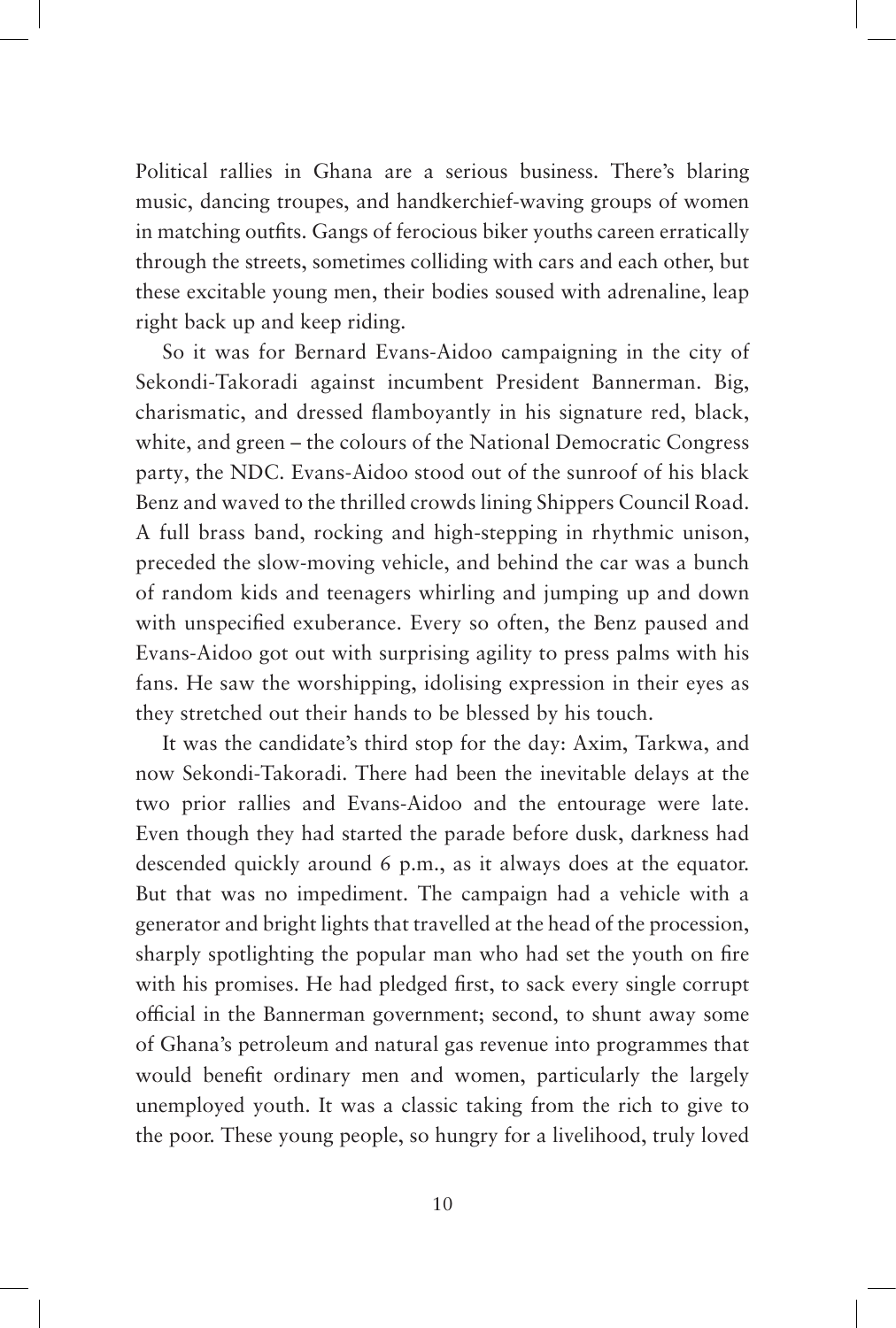Political rallies in Ghana are a serious business. There's blaring music, dancing troupes, and handkerchief-waving groups of women in matching outfits. Gangs of ferocious biker youths careen erratically through the streets, sometimes colliding with cars and each other, but these excitable young men, their bodies soused with adrenaline, leap right back up and keep riding.

So it was for Bernard Evans-Aidoo campaigning in the city of Sekondi-Takoradi against incumbent President Bannerman. Big, charismatic, and dressed flamboyantly in his signature red, black, white, and green – the colours of the National Democratic Congress party, the NDC. Evans-Aidoo stood out of the sunroof of his black Benz and waved to the thrilled crowds lining Shippers Council Road. A full brass band, rocking and high-stepping in rhythmic unison, preceded the slow-moving vehicle, and behind the car was a bunch of random kids and teenagers whirling and jumping up and down with unspecified exuberance. Every so often, the Benz paused and Evans-Aidoo got out with surprising agility to press palms with his fans. He saw the worshipping, idolising expression in their eyes as they stretched out their hands to be blessed by his touch.

It was the candidate's third stop for the day: Axim, Tarkwa, and now Sekondi-Takoradi. There had been the inevitable delays at the two prior rallies and Evans-Aidoo and the entourage were late. Even though they had started the parade before dusk, darkness had descended quickly around 6 p.m., as it always does at the equator. But that was no impediment. The campaign had a vehicle with a generator and bright lights that travelled at the head of the procession, sharply spotlighting the popular man who had set the youth on fire with his promises. He had pledged first, to sack every single corrupt official in the Bannerman government; second, to shunt away some of Ghana's petroleum and natural gas revenue into programmes that would benefit ordinary men and women, particularly the largely unemployed youth. It was a classic taking from the rich to give to the poor. These young people, so hungry for a livelihood, truly loved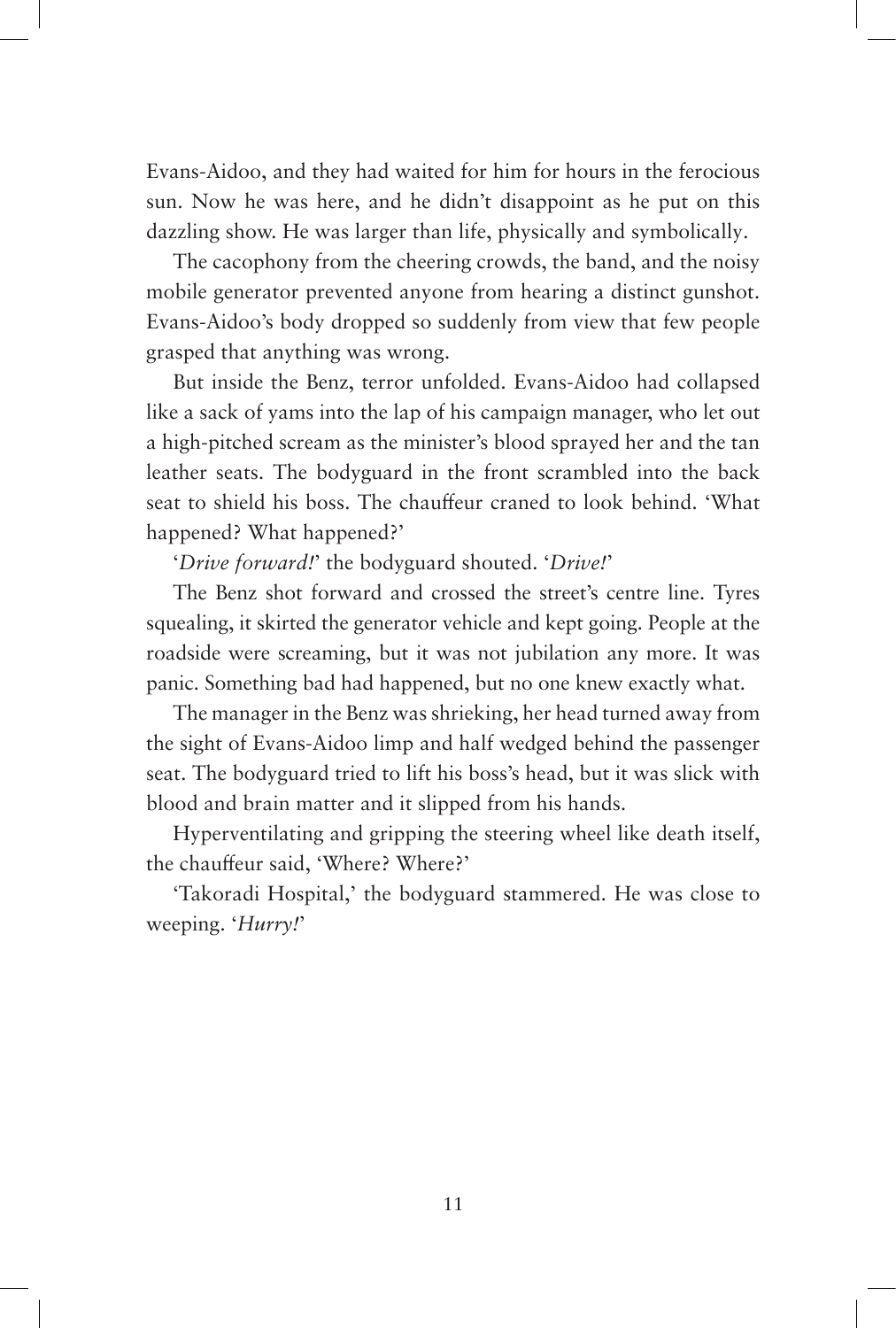Evans-Aidoo, and they had waited for him for hours in the ferocious sun. Now he was here, and he didn't disappoint as he put on this dazzling show. He was larger than life, physically and symbolically.

The cacophony from the cheering crowds, the band, and the noisy mobile generator prevented anyone from hearing a distinct gunshot. Evans-Aidoo's body dropped so suddenly from view that few people grasped that anything was wrong.

But inside the Benz, terror unfolded. Evans-Aidoo had collapsed like a sack of yams into the lap of his campaign manager, who let out a high-pitched scream as the minister's blood sprayed her and the tan leather seats. The bodyguard in the front scrambled into the back seat to shield his boss. The chauffeur craned to look behind. 'What happened? What happened?'

'*Drive forward!*' the bodyguard shouted. '*Drive!*'

The Benz shot forward and crossed the street's centre line. Tyres squealing, it skirted the generator vehicle and kept going. People at the roadside were screaming, but it was not jubilation any more. It was panic. Something bad had happened, but no one knew exactly what.

The manager in the Benz was shrieking, her head turned away from the sight of Evans-Aidoo limp and half wedged behind the passenger seat. The bodyguard tried to lift his boss's head, but it was slick with blood and brain matter and it slipped from his hands.

Hyperventilating and gripping the steering wheel like death itself, the chauffeur said, 'Where? Where?'

'Takoradi Hospital,' the bodyguard stammered. He was close to weeping. '*Hurry!*'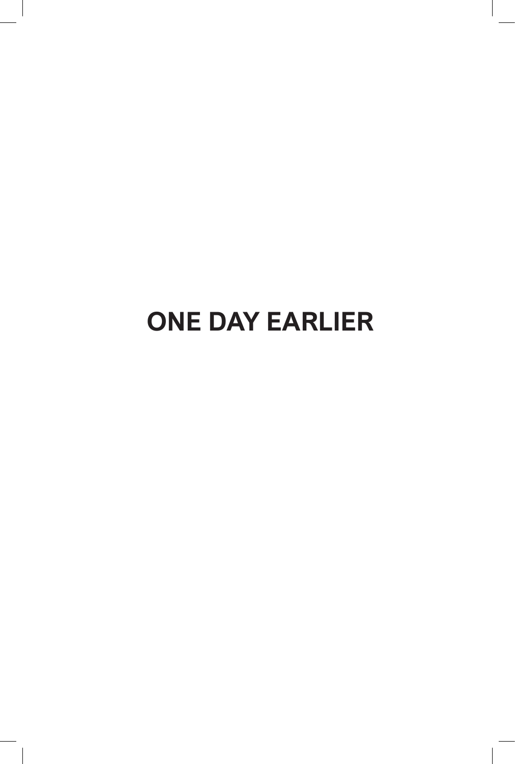# ONE DAY EARLIER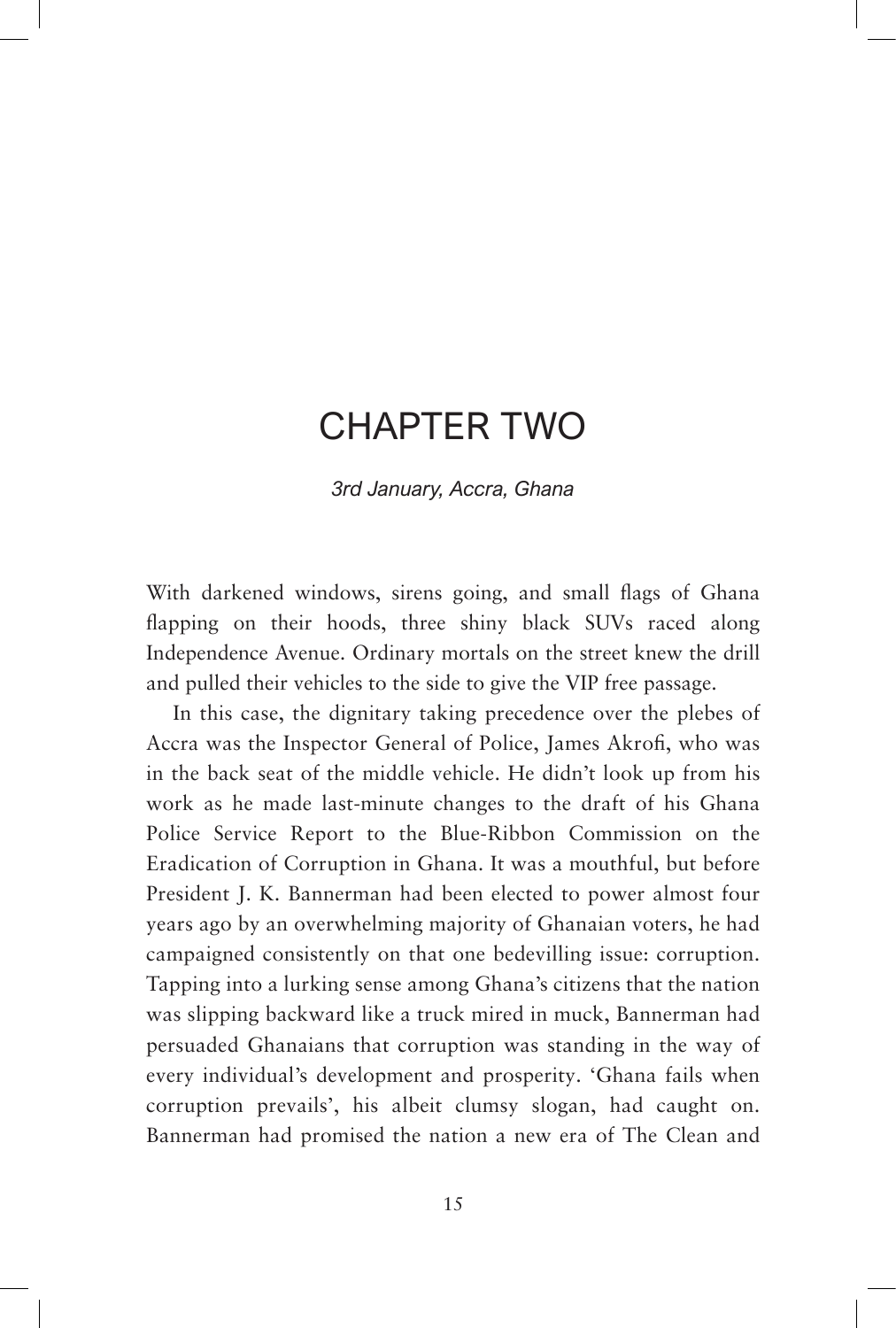# CHAPTER TWO

*3rd January, Accra, Ghana*

With darkened windows, sirens going, and small flags of Ghana flapping on their hoods, three shiny black SUVs raced along Independence Avenue. Ordinary mortals on the street knew the drill and pulled their vehicles to the side to give the VIP free passage.

In this case, the dignitary taking precedence over the plebes of Accra was the Inspector General of Police, James Akrofi, who was in the back seat of the middle vehicle. He didn't look up from his work as he made last-minute changes to the draft of his Ghana Police Service Report to the Blue-Ribbon Commission on the Eradication of Corruption in Ghana. It was a mouthful, but before President J. K. Bannerman had been elected to power almost four years ago by an overwhelming majority of Ghanaian voters, he had campaigned consistently on that one bedevilling issue: corruption. Tapping into a lurking sense among Ghana's citizens that the nation was slipping backward like a truck mired in muck, Bannerman had persuaded Ghanaians that corruption was standing in the way of every individual's development and prosperity. 'Ghana fails when corruption prevails', his albeit clumsy slogan, had caught on. Bannerman had promised the nation a new era of The Clean and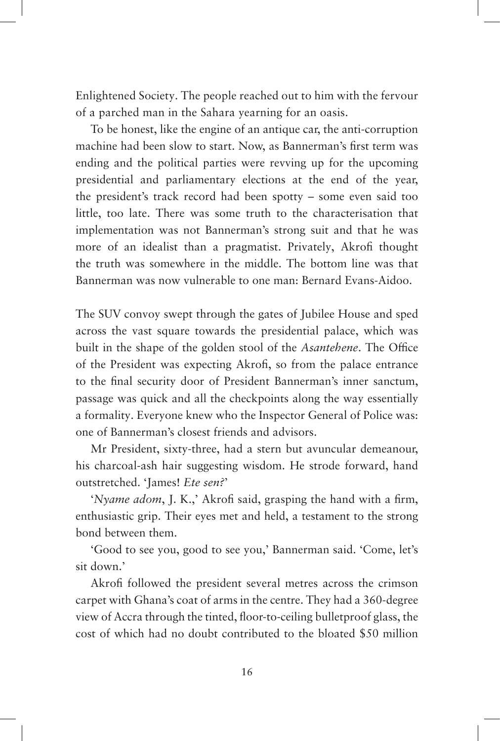Enlightened Society. The people reached out to him with the fervour of a parched man in the Sahara yearning for an oasis.

To be honest, like the engine of an antique car, the anti-corruption machine had been slow to start. Now, as Bannerman's first term was ending and the political parties were revving up for the upcoming presidential and parliamentary elections at the end of the year, the president's track record had been spotty – some even said too little, too late. There was some truth to the characterisation that implementation was not Bannerman's strong suit and that he was more of an idealist than a pragmatist. Privately, Akrofi thought the truth was somewhere in the middle. The bottom line was that Bannerman was now vulnerable to one man: Bernard Evans-Aidoo.

The SUV convoy swept through the gates of Jubilee House and sped across the vast square towards the presidential palace, which was built in the shape of the golden stool of the *Asantehene*. The Office of the President was expecting Akrofi, so from the palace entrance to the final security door of President Bannerman's inner sanctum, passage was quick and all the checkpoints along the way essentially a formality. Everyone knew who the Inspector General of Police was: one of Bannerman's closest friends and advisors.

Mr President, sixty-three, had a stern but avuncular demeanour, his charcoal-ash hair suggesting wisdom. He strode forward, hand outstretched. 'James! *Ete sen?*'

'*Nyame adom*, J. K.,' Akrofi said, grasping the hand with a firm, enthusiastic grip. Their eyes met and held, a testament to the strong bond between them.

'Good to see you, good to see you,' Bannerman said. 'Come, let's sit down.'

Akrofi followed the president several metres across the crimson carpet with Ghana's coat of arms in the centre. They had a 360-degree view of Accra through the tinted, floor-to-ceiling bulletproof glass, the cost of which had no doubt contributed to the bloated $50 million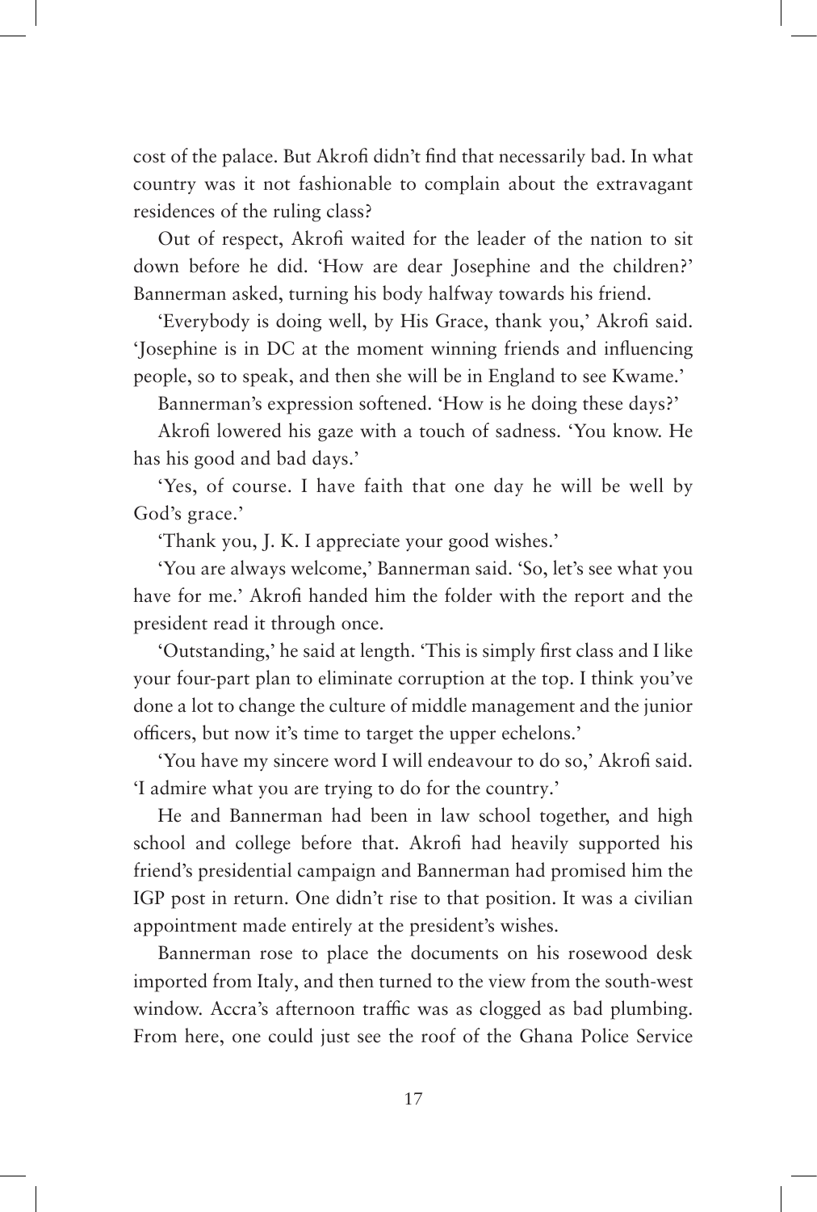cost of the palace. But Akrofi didn't find that necessarily bad. In what country was it not fashionable to complain about the extravagant residences of the ruling class?

Out of respect, Akrofi waited for the leader of the nation to sit down before he did. 'How are dear Josephine and the children?' Bannerman asked, turning his body halfway towards his friend.

'Everybody is doing well, by His Grace, thank you,' Akrofi said. 'Josephine is in DC at the moment winning friends and influencing people, so to speak, and then she will be in England to see Kwame.'

Bannerman's expression softened. 'How is he doing these days?'

Akrofi lowered his gaze with a touch of sadness. 'You know. He has his good and bad days.'

'Yes, of course. I have faith that one day he will be well by God's grace.'

'Thank you, J. K. I appreciate your good wishes.'

'You are always welcome,' Bannerman said. 'So, let's see what you have for me.' Akrofi handed him the folder with the report and the president read it through once.

'Outstanding,' he said at length. 'This is simply first class and I like your four-part plan to eliminate corruption at the top. I think you've done a lot to change the culture of middle management and the junior officers, but now it's time to target the upper echelons.'

'You have my sincere word I will endeavour to do so,' Akrofi said. 'I admire what you are trying to do for the country.'

He and Bannerman had been in law school together, and high school and college before that. Akrofi had heavily supported his friend's presidential campaign and Bannerman had promised him the IGP post in return. One didn't rise to that position. It was a civilian appointment made entirely at the president's wishes.

Bannerman rose to place the documents on his rosewood desk imported from Italy, and then turned to the view from the south-west window. Accra's afternoon traffic was as clogged as bad plumbing. From here, one could just see the roof of the Ghana Police Service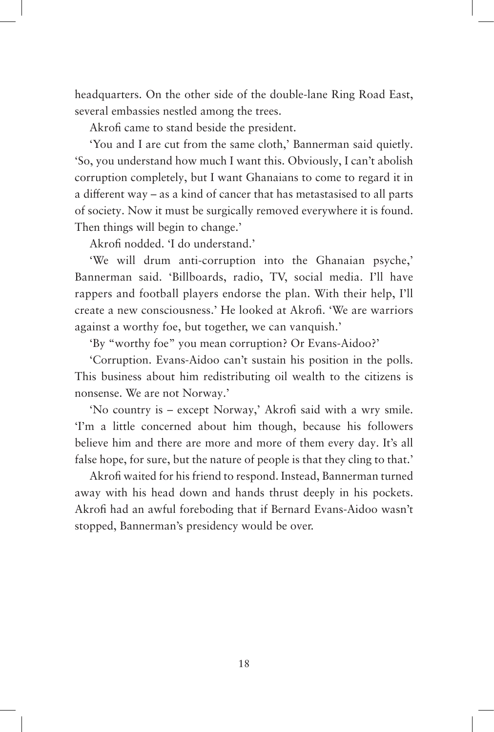headquarters. On the other side of the double-lane Ring Road East, several embassies nestled among the trees.

Akrofi came to stand beside the president.

'You and I are cut from the same cloth,' Bannerman said quietly. 'So, you understand how much I want this. Obviously, I can't abolish corruption completely, but I want Ghanaians to come to regard it in a different way – as a kind of cancer that has metastasised to all parts of society. Now it must be surgically removed everywhere it is found. Then things will begin to change.'

Akrofi nodded. 'I do understand.'

'We will drum anti-corruption into the Ghanaian psyche,' Bannerman said. 'Billboards, radio, TV, social media. I'll have rappers and football players endorse the plan. With their help, I'll create a new consciousness.' He looked at Akrofi. 'We are warriors against a worthy foe, but together, we can vanquish.'

'By "worthy foe" you mean corruption? Or Evans-Aidoo?'

'Corruption. Evans-Aidoo can't sustain his position in the polls. This business about him redistributing oil wealth to the citizens is nonsense. We are not Norway.'

'No country is – except Norway,' Akrofi said with a wry smile. 'I'm a little concerned about him though, because his followers believe him and there are more and more of them every day. It's all false hope, for sure, but the nature of people is that they cling to that.'

Akrofi waited for his friend to respond. Instead, Bannerman turned away with his head down and hands thrust deeply in his pockets. Akrofi had an awful foreboding that if Bernard Evans-Aidoo wasn't stopped, Bannerman's presidency would be over.